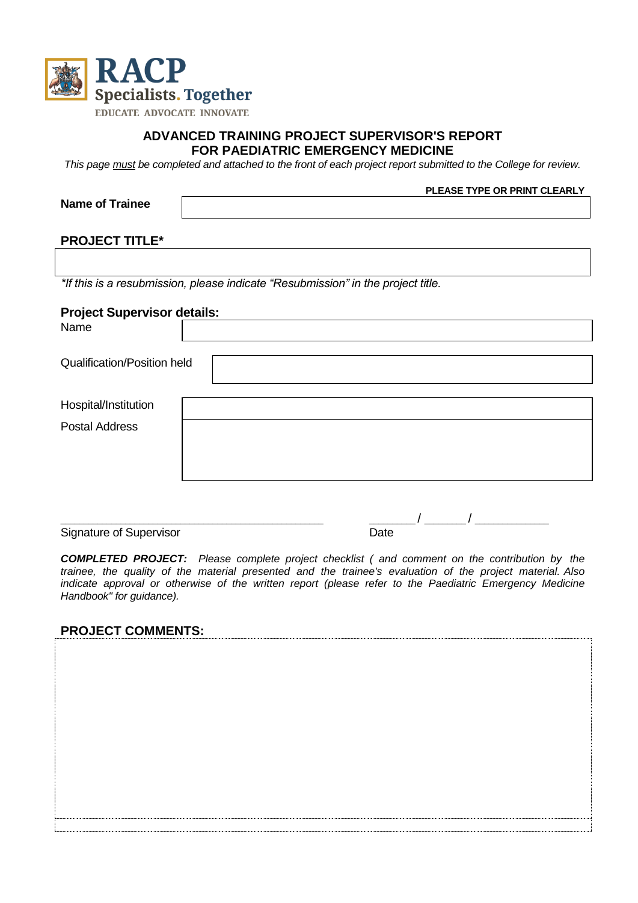**RACP**
**Specialists. Together**
EDUCATE ADVOCATE INNOVATE

# ADVANCED TRAINING PROJECT SUPERVISOR'S REPORT FOR PAEDIATRIC EMERGENCY MEDICINE

*This page must be completed and attached to the front of each project report submitted to the College for review.*

**PLEASE TYPE OR PRINT CLEARLY**

**Name of Trainee**

**PROJECT TITLE***

*\*If this is a resubmission, please indicate "Resubmission" in the project title.*

**Project Supervisor details:**

Name

Qualification/Position held

Hospital/Institution

Postal Address

\_\_\_\_\_\_\_\_\_\_\_\_\_\_\_\_\_\_\_\_\_\_\_\_\_\_\_\_\_\_\_\_\_\_\_\_\_\_\_\_\_\_

Signature of Supervisor

\_\_\_\_\_\_\_ / \_\_\_\_\_\_ / \_\_\_\_\_\_\_\_\_\_\_

Date

***COMPLETED PROJECT:*** *Please complete project checklist ( and comment on the contribution by the trainee, the quality of the material presented and the trainee's evaluation of the project material. Also indicate approval or otherwise of the written report (please refer to the Paediatric Emergency Medicine Handbook" for guidance).*

**PROJECT COMMENTS:**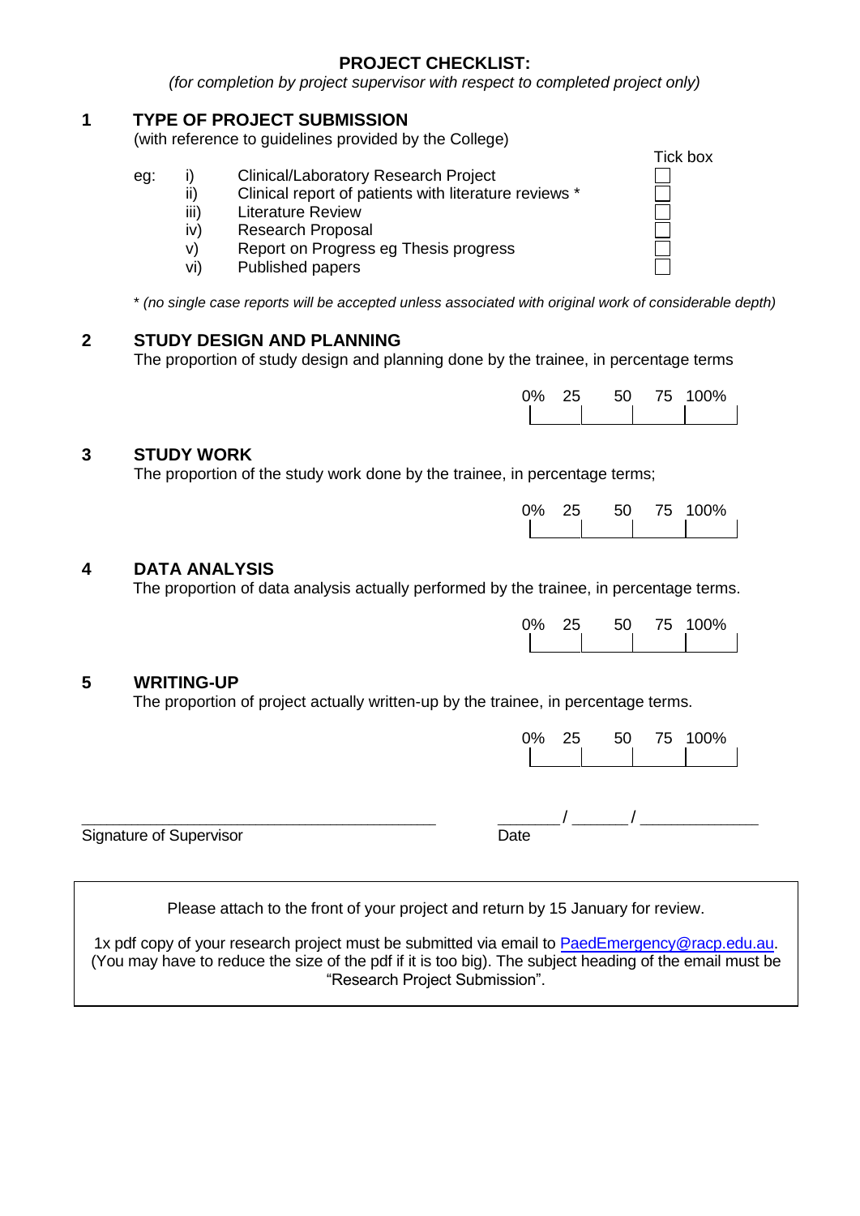## PROJECT CHECKLIST:

*(for completion by project supervisor with respect to completed project only)*

### 1 TYPE OF PROJECT SUBMISSION

(with reference to guidelines provided by the College)

| eg: | | Tick box |
|---|---|---|
| i) | Clinical/Laboratory Research Project | ☐ |
| ii) | Clinical report of patients with literature reviews * | ☐ |
| iii) | Literature Review | ☐ |
| iv) | Research Proposal | ☐ |
| v) | Report on Progress eg Thesis progress | ☐ |
| vi) | Published papers | ☐ |

*\* (no single case reports will be accepted unless associated with original work of considerable depth)*

### 2 STUDY DESIGN AND PLANNING

The proportion of study design and planning done by the trainee, in percentage terms

0% 25 50 75 100%

### 3 STUDY WORK

The proportion of the study work done by the trainee, in percentage terms;

0% 25 50 75 100%

### 4 DATA ANALYSIS

The proportion of data analysis actually performed by the trainee, in percentage terms.

0% 25 50 75 100%

### 5 WRITING-UP

The proportion of project actually written-up by the trainee, in percentage terms.

0% 25 50 75 100%

_________________________________________ _______/ ______/ _____________

Signature of Supervisor Date

---

Please attach to the front of your project and return by 15 January for review.

1x pdf copy of your research project must be submitted via email to PaedEmergency@racp.edu.au. (You may have to reduce the size of the pdf if it is too big). The subject heading of the email must be "Research Project Submission".